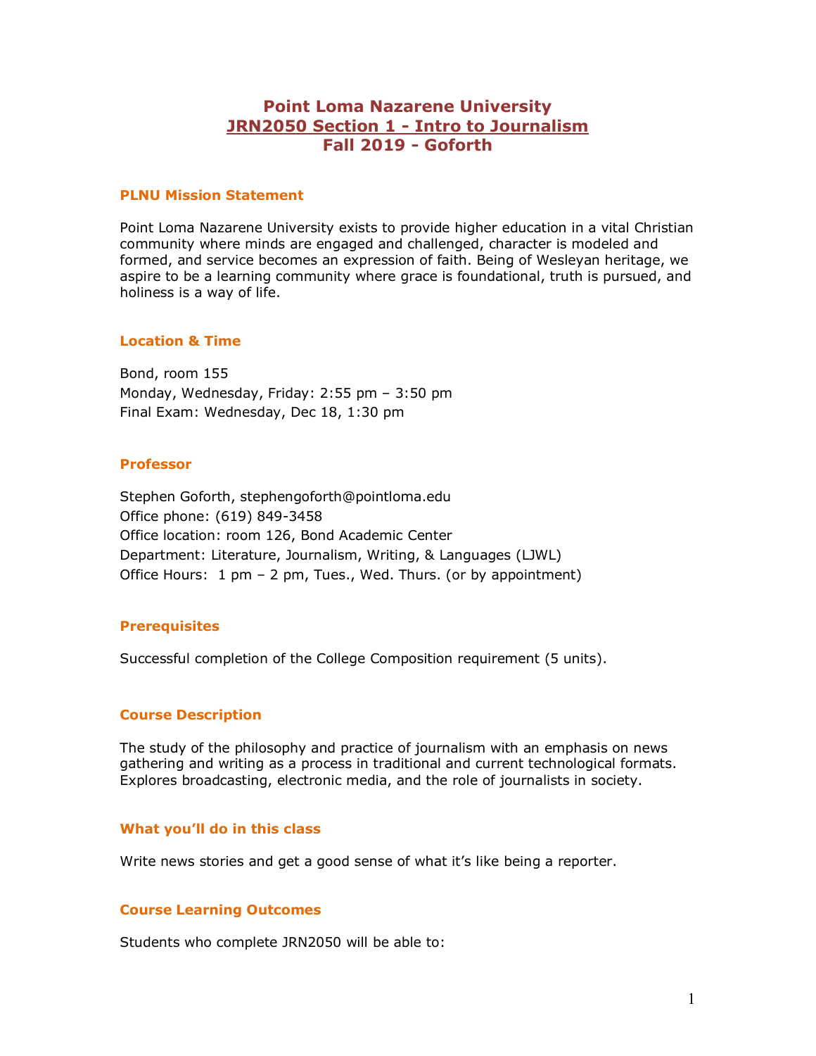# Point Loma Nazarene University
## JRN2050 Section 1 - Intro to Journalism
## Fall 2019 - Goforth

### PLNU Mission Statement

Point Loma Nazarene University exists to provide higher education in a vital Christian community where minds are engaged and challenged, character is modeled and formed, and service becomes an expression of faith. Being of Wesleyan heritage, we aspire to be a learning community where grace is foundational, truth is pursued, and holiness is a way of life.

### Location & Time

Bond, room 155
Monday, Wednesday, Friday: 2:55 pm – 3:50 pm
Final Exam: Wednesday, Dec 18, 1:30 pm

### Professor

Stephen Goforth, stephengoforth@pointloma.edu
Office phone: (619) 849-3458
Office location: room 126, Bond Academic Center
Department: Literature, Journalism, Writing, & Languages (LJWL)
Office Hours: 1 pm – 2 pm, Tues., Wed. Thurs. (or by appointment)

### Prerequisites

Successful completion of the College Composition requirement (5 units).

### Course Description

The study of the philosophy and practice of journalism with an emphasis on news gathering and writing as a process in traditional and current technological formats. Explores broadcasting, electronic media, and the role of journalists in society.

### What you'll do in this class

Write news stories and get a good sense of what it's like being a reporter.

### Course Learning Outcomes

Students who complete JRN2050 will be able to: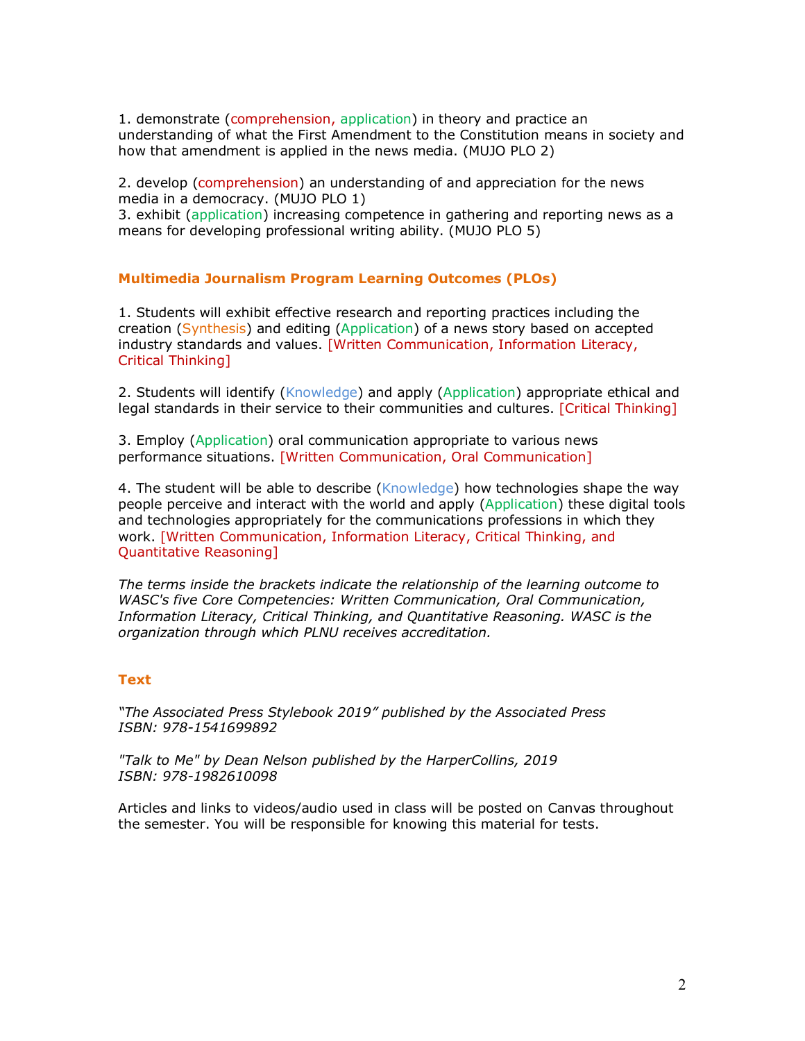1. demonstrate (comprehension, application) in theory and practice an understanding of what the First Amendment to the Constitution means in society and how that amendment is applied in the news media. (MUJO PLO 2)

2. develop (comprehension) an understanding of and appreciation for the news media in a democracy. (MUJO PLO 1)

3. exhibit (application) increasing competence in gathering and reporting news as a means for developing professional writing ability. (MUJO PLO 5)

### Multimedia Journalism Program Learning Outcomes (PLOs)

1. Students will exhibit effective research and reporting practices including the creation (Synthesis) and editing (Application) of a news story based on accepted industry standards and values. [Written Communication, Information Literacy, Critical Thinking]

2. Students will identify (Knowledge) and apply (Application) appropriate ethical and legal standards in their service to their communities and cultures. [Critical Thinking]

3. Employ (Application) oral communication appropriate to various news performance situations. [Written Communication, Oral Communication]

4. The student will be able to describe (Knowledge) how technologies shape the way people perceive and interact with the world and apply (Application) these digital tools and technologies appropriately for the communications professions in which they work. [Written Communication, Information Literacy, Critical Thinking, and Quantitative Reasoning]

*The terms inside the brackets indicate the relationship of the learning outcome to WASC's five Core Competencies: Written Communication, Oral Communication, Information Literacy, Critical Thinking, and Quantitative Reasoning. WASC is the organization through which PLNU receives accreditation.*

### Text

*"The Associated Press Stylebook 2019" published by the Associated Press*
*ISBN: 978-1541699892*

*"Talk to Me" by Dean Nelson published by the HarperCollins, 2019*
*ISBN: 978-1982610098*

Articles and links to videos/audio used in class will be posted on Canvas throughout the semester. You will be responsible for knowing this material for tests.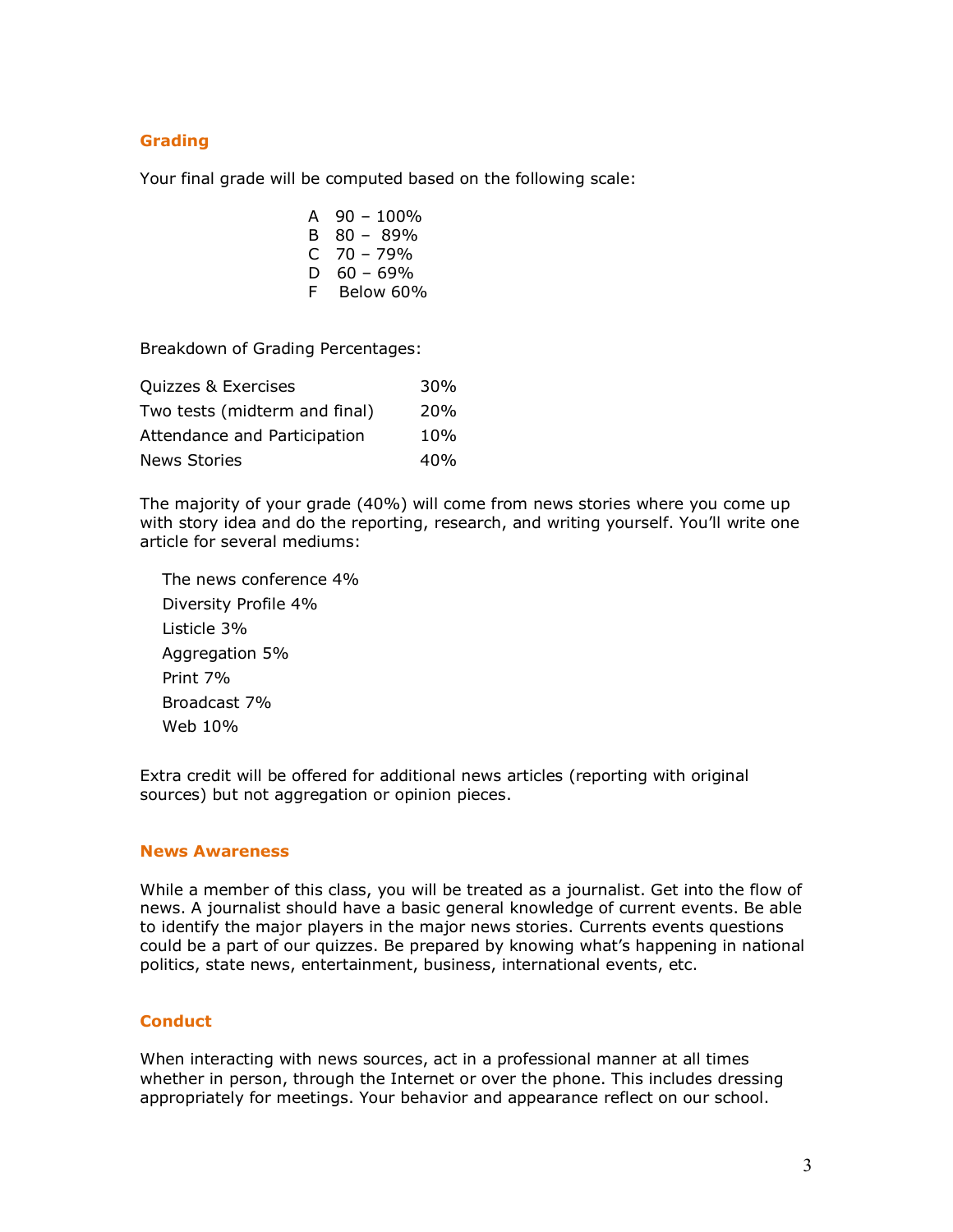## Grading

Your final grade will be computed based on the following scale:

A 90 – 100%
B 80 – 89%
C 70 – 79%
D 60 – 69%
F Below 60%

Breakdown of Grading Percentages:

| | |
|---|---|
| Quizzes & Exercises | 30% |
| Two tests (midterm and final) | 20% |
| Attendance and Participation | 10% |
| News Stories | 40% |

The majority of your grade (40%) will come from news stories where you come up with story idea and do the reporting, research, and writing yourself. You'll write one article for several mediums:

- The news conference 4%
- Diversity Profile 4%
- Listicle 3%
- Aggregation 5%
- Print 7%
- Broadcast 7%
- Web 10%

Extra credit will be offered for additional news articles (reporting with original sources) but not aggregation or opinion pieces.

## News Awareness

While a member of this class, you will be treated as a journalist. Get into the flow of news. A journalist should have a basic general knowledge of current events. Be able to identify the major players in the major news stories. Currents events questions could be a part of our quizzes. Be prepared by knowing what's happening in national politics, state news, entertainment, business, international events, etc.

## Conduct

When interacting with news sources, act in a professional manner at all times whether in person, through the Internet or over the phone. This includes dressing appropriately for meetings. Your behavior and appearance reflect on our school.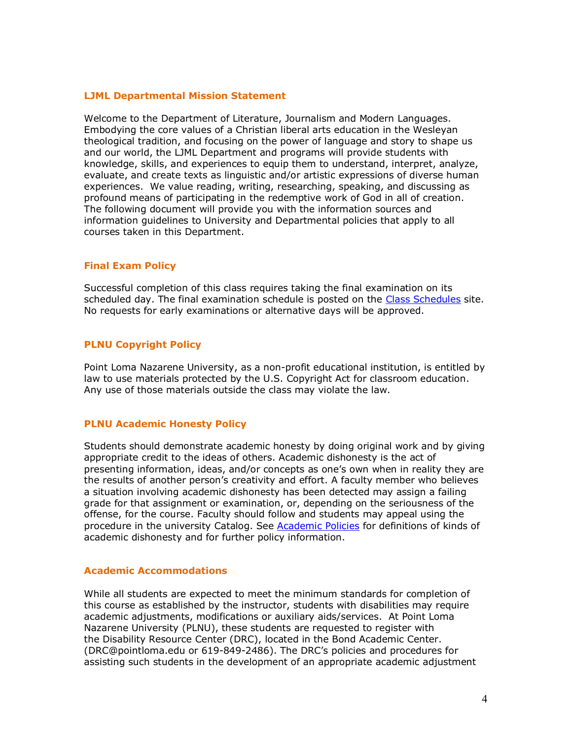### LJML Departmental Mission Statement

Welcome to the Department of Literature, Journalism and Modern Languages. Embodying the core values of a Christian liberal arts education in the Wesleyan theological tradition, and focusing on the power of language and story to shape us and our world, the LJML Department and programs will provide students with knowledge, skills, and experiences to equip them to understand, interpret, analyze, evaluate, and create texts as linguistic and/or artistic expressions of diverse human experiences. We value reading, writing, researching, speaking, and discussing as profound means of participating in the redemptive work of God in all of creation. The following document will provide you with the information sources and information guidelines to University and Departmental policies that apply to all courses taken in this Department.

### Final Exam Policy

Successful completion of this class requires taking the final examination on its scheduled day. The final examination schedule is posted on the [Class Schedules] site. No requests for early examinations or alternative days will be approved.

### PLNU Copyright Policy

Point Loma Nazarene University, as a non-profit educational institution, is entitled by law to use materials protected by the U.S. Copyright Act for classroom education. Any use of those materials outside the class may violate the law.

### PLNU Academic Honesty Policy

Students should demonstrate academic honesty by doing original work and by giving appropriate credit to the ideas of others. Academic dishonesty is the act of presenting information, ideas, and/or concepts as one's own when in reality they are the results of another person's creativity and effort. A faculty member who believes a situation involving academic dishonesty has been detected may assign a failing grade for that assignment or examination, or, depending on the seriousness of the offense, for the course. Faculty should follow and students may appeal using the procedure in the university Catalog. See [Academic Policies] for definitions of kinds of academic dishonesty and for further policy information.

### Academic Accommodations

While all students are expected to meet the minimum standards for completion of this course as established by the instructor, students with disabilities may require academic adjustments, modifications or auxiliary aids/services. At Point Loma Nazarene University (PLNU), these students are requested to register with the Disability Resource Center (DRC), located in the Bond Academic Center. (DRC@pointloma.edu or 619-849-2486). The DRC's policies and procedures for assisting such students in the development of an appropriate academic adjustment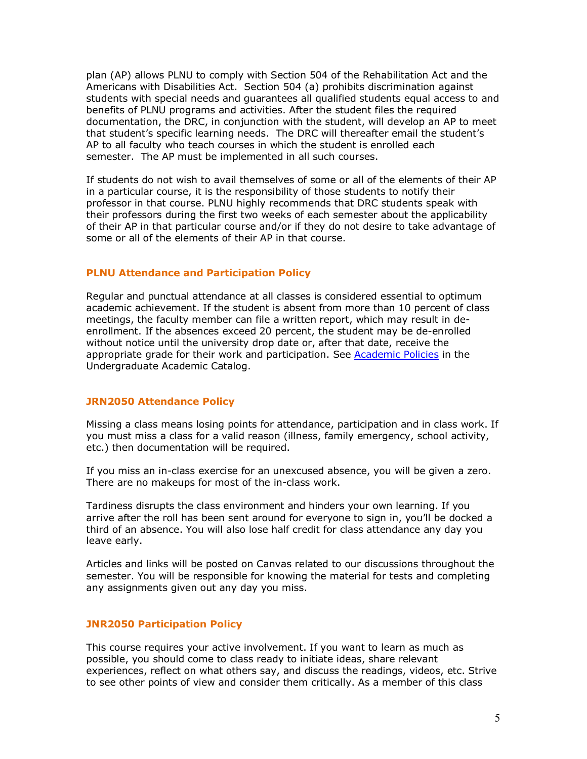plan (AP) allows PLNU to comply with Section 504 of the Rehabilitation Act and the Americans with Disabilities Act. Section 504 (a) prohibits discrimination against students with special needs and guarantees all qualified students equal access to and benefits of PLNU programs and activities. After the student files the required documentation, the DRC, in conjunction with the student, will develop an AP to meet that student's specific learning needs. The DRC will thereafter email the student's AP to all faculty who teach courses in which the student is enrolled each semester. The AP must be implemented in all such courses.

If students do not wish to avail themselves of some or all of the elements of their AP in a particular course, it is the responsibility of those students to notify their professor in that course. PLNU highly recommends that DRC students speak with their professors during the first two weeks of each semester about the applicability of their AP in that particular course and/or if they do not desire to take advantage of some or all of the elements of their AP in that course.

### PLNU Attendance and Participation Policy

Regular and punctual attendance at all classes is considered essential to optimum academic achievement. If the student is absent from more than 10 percent of class meetings, the faculty member can file a written report, which may result in de-enrollment. If the absences exceed 20 percent, the student may be de-enrolled without notice until the university drop date or, after that date, receive the appropriate grade for their work and participation. See [Academic Policies] in the Undergraduate Academic Catalog.

### JRN2050 Attendance Policy

Missing a class means losing points for attendance, participation and in class work. If you must miss a class for a valid reason (illness, family emergency, school activity, etc.) then documentation will be required.

If you miss an in-class exercise for an unexcused absence, you will be given a zero. There are no makeups for most of the in-class work.

Tardiness disrupts the class environment and hinders your own learning. If you arrive after the roll has been sent around for everyone to sign in, you'll be docked a third of an absence. You will also lose half credit for class attendance any day you leave early.

Articles and links will be posted on Canvas related to our discussions throughout the semester. You will be responsible for knowing the material for tests and completing any assignments given out any day you miss.

### JNR2050 Participation Policy

This course requires your active involvement. If you want to learn as much as possible, you should come to class ready to initiate ideas, share relevant experiences, reflect on what others say, and discuss the readings, videos, etc. Strive to see other points of view and consider them critically. As a member of this class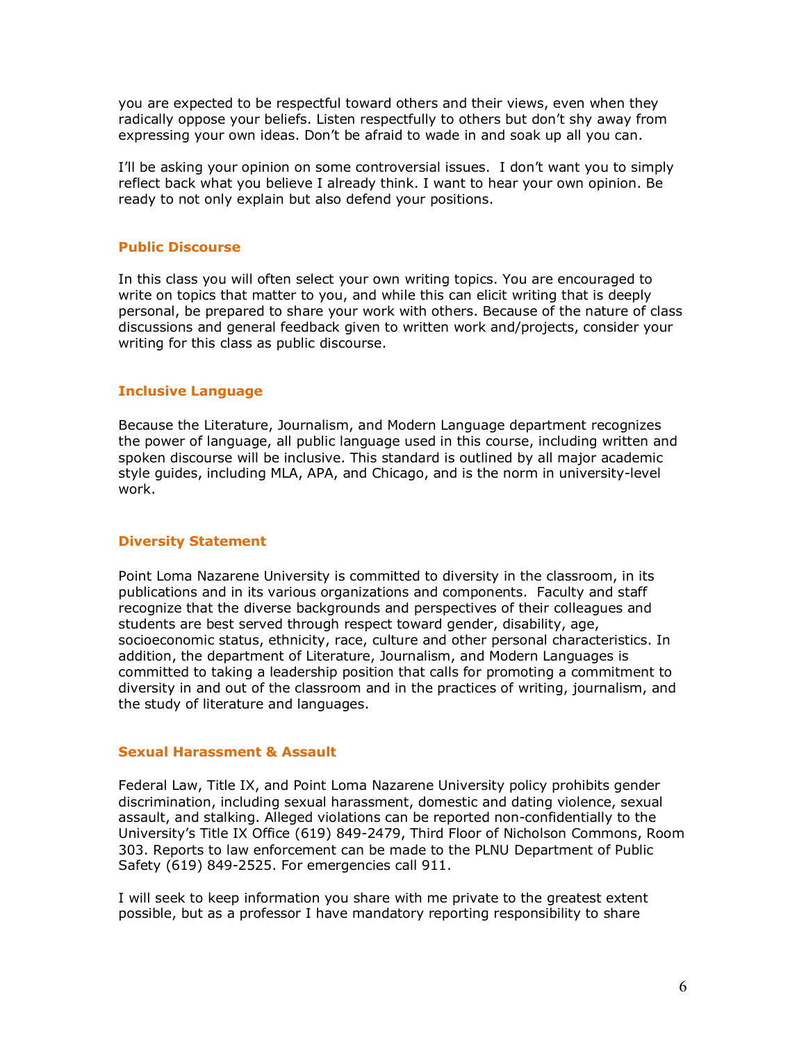you are expected to be respectful toward others and their views, even when they radically oppose your beliefs. Listen respectfully to others but don't shy away from expressing your own ideas. Don't be afraid to wade in and soak up all you can.

I'll be asking your opinion on some controversial issues. I don't want you to simply reflect back what you believe I already think. I want to hear your own opinion. Be ready to not only explain but also defend your positions.

### Public Discourse

In this class you will often select your own writing topics. You are encouraged to write on topics that matter to you, and while this can elicit writing that is deeply personal, be prepared to share your work with others. Because of the nature of class discussions and general feedback given to written work and/projects, consider your writing for this class as public discourse.

### Inclusive Language

Because the Literature, Journalism, and Modern Language department recognizes the power of language, all public language used in this course, including written and spoken discourse will be inclusive. This standard is outlined by all major academic style guides, including MLA, APA, and Chicago, and is the norm in university-level work.

### Diversity Statement

Point Loma Nazarene University is committed to diversity in the classroom, in its publications and in its various organizations and components. Faculty and staff recognize that the diverse backgrounds and perspectives of their colleagues and students are best served through respect toward gender, disability, age, socioeconomic status, ethnicity, race, culture and other personal characteristics. In addition, the department of Literature, Journalism, and Modern Languages is committed to taking a leadership position that calls for promoting a commitment to diversity in and out of the classroom and in the practices of writing, journalism, and the study of literature and languages.

### Sexual Harassment & Assault

Federal Law, Title IX, and Point Loma Nazarene University policy prohibits gender discrimination, including sexual harassment, domestic and dating violence, sexual assault, and stalking. Alleged violations can be reported non-confidentially to the University's Title IX Office (619) 849-2479, Third Floor of Nicholson Commons, Room 303. Reports to law enforcement can be made to the PLNU Department of Public Safety (619) 849-2525. For emergencies call 911.

I will seek to keep information you share with me private to the greatest extent possible, but as a professor I have mandatory reporting responsibility to share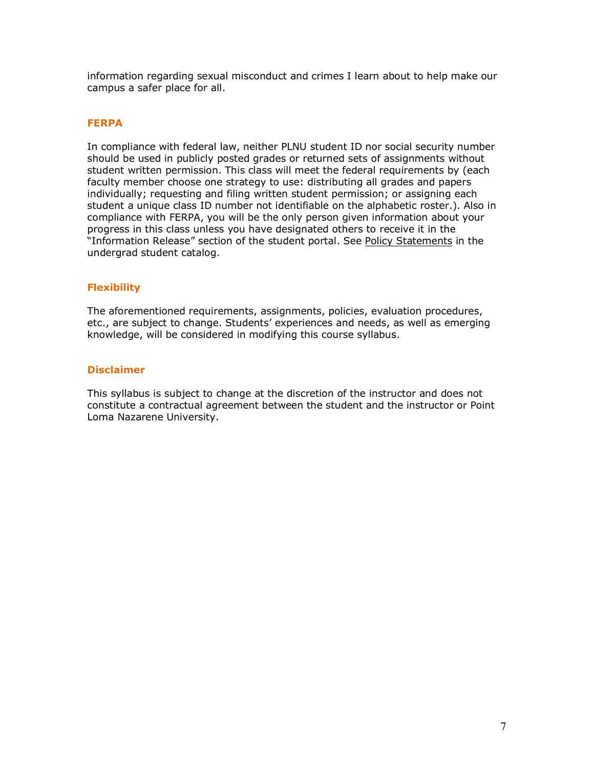information regarding sexual misconduct and crimes I learn about to help make our campus a safer place for all.

## FERPA

In compliance with federal law, neither PLNU student ID nor social security number should be used in publicly posted grades or returned sets of assignments without student written permission. This class will meet the federal requirements by (each faculty member choose one strategy to use: distributing all grades and papers individually; requesting and filing written student permission; or assigning each student a unique class ID number not identifiable on the alphabetic roster.). Also in compliance with FERPA, you will be the only person given information about your progress in this class unless you have designated others to receive it in the "Information Release" section of the student portal. See Policy Statements in the undergrad student catalog.

## Flexibility

The aforementioned requirements, assignments, policies, evaluation procedures, etc., are subject to change. Students' experiences and needs, as well as emerging knowledge, will be considered in modifying this course syllabus.

## Disclaimer

This syllabus is subject to change at the discretion of the instructor and does not constitute a contractual agreement between the student and the instructor or Point Loma Nazarene University.